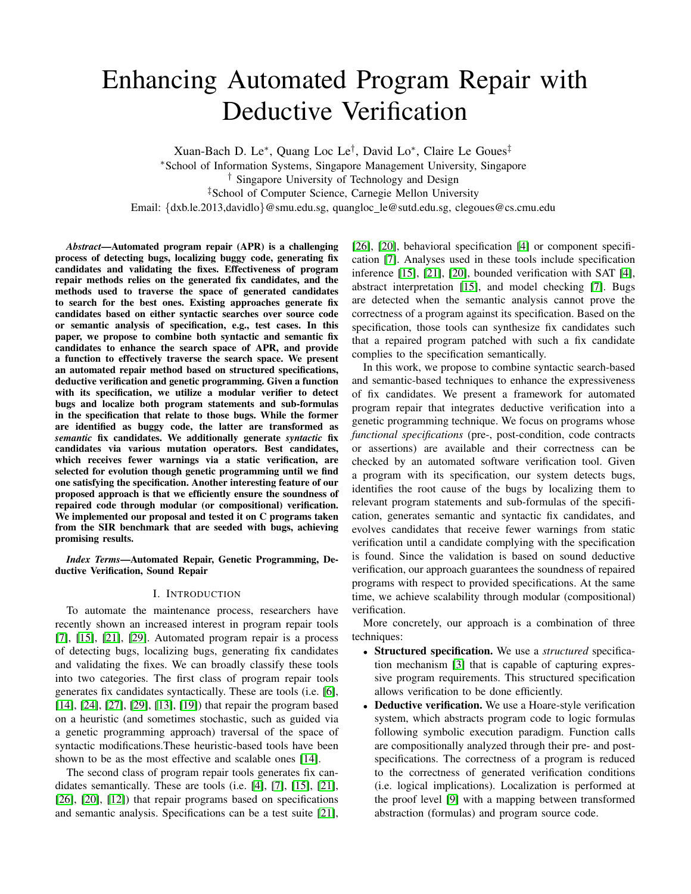# Enhancing Automated Program Repair with Deductive Verification

Xuan-Bach D. Le*, Quang Loc Le†, David Lo*, Claire Le Goues‡

*School of Information Systems, Singapore Management University, Singapore

† Singapore University of Technology and Design

‡School of Computer Science, Carnegie Mellon University

Email: {dxb.le.2013,davidlo}@smu.edu.sg, quangloc_le@sutd.edu.sg, clegoues@cs.cmu.edu

***Abstract*—Automated program repair (APR) is a challenging process of detecting bugs, localizing buggy code, generating fix candidates and validating the fixes. Effectiveness of program repair methods relies on the generated fix candidates, and the methods used to traverse the space of generated candidates to search for the best ones. Existing approaches generate fix candidates based on either syntactic searches over source code or semantic analysis of specification, e.g., test cases. In this paper, we propose to combine both syntactic and semantic fix candidates to enhance the search space of APR, and provide a function to effectively traverse the search space. We present an automated repair method based on structured specifications, deductive verification and genetic programming. Given a function with its specification, we utilize a modular verifier to detect bugs and localize both program statements and sub-formulas in the specification that relate to those bugs. While the former are identified as buggy code, the latter are transformed as *semantic* fix candidates. We additionally generate *syntactic* fix candidates via various mutation operators. Best candidates, which receives fewer warnings via a static verification, are selected for evolution though genetic programming until we find one satisfying the specification. Another interesting feature of our proposed approach is that we efficiently ensure the soundness of repaired code through modular (or compositional) verification. We implemented our proposal and tested it on C programs taken from the SIR benchmark that are seeded with bugs, achieving promising results.**

***Index Terms*—Automated Repair, Genetic Programming, Deductive Verification, Sound Repair**

## I. Introduction

To automate the maintenance process, researchers have recently shown an increased interest in program repair tools [7], [15], [21], [29]. Automated program repair is a process of detecting bugs, localizing bugs, generating fix candidates and validating the fixes. We can broadly classify these tools into two categories. The first class of program repair tools generates fix candidates syntactically. These are tools (i.e. [6], [14], [24], [27], [29], [13], [19]) that repair the program based on a heuristic (and sometimes stochastic, such as guided via a genetic programming approach) traversal of the space of syntactic modifications.These heuristic-based tools have been shown to be as the most effective and scalable ones [14].

The second class of program repair tools generates fix candidates semantically. These are tools (i.e. [4], [7], [15], [21], [26], [20], [12]) that repair programs based on specifications and semantic analysis. Specifications can be a test suite [21], [26], [20], behavioral specification [4] or component specification [7]. Analyses used in these tools include specification inference [15], [21], [20], bounded verification with SAT [4], abstract interpretation [15], and model checking [7]. Bugs are detected when the semantic analysis cannot prove the correctness of a program against its specification. Based on the specification, those tools can synthesize fix candidates such that a repaired program patched with such a fix candidate complies to the specification semantically.

In this work, we propose to combine syntactic search-based and semantic-based techniques to enhance the expressiveness of fix candidates. We present a framework for automated program repair that integrates deductive verification into a genetic programming technique. We focus on programs whose *functional specifications* (pre-, post-condition, code contracts or assertions) are available and their correctness can be checked by an automated software verification tool. Given a program with its specification, our system detects bugs, identifies the root cause of the bugs by localizing them to relevant program statements and sub-formulas of the specification, generates semantic and syntactic fix candidates, and evolves candidates that receive fewer warnings from static verification until a candidate complying with the specification is found. Since the validation is based on sound deductive verification, our approach guarantees the soundness of repaired programs with respect to provided specifications. At the same time, we achieve scalability through modular (compositional) verification.

More concretely, our approach is a combination of three techniques:

- **Structured specification.** We use a *structured* specification mechanism [3] that is capable of capturing expressive program requirements. This structured specification allows verification to be done efficiently.
- **Deductive verification.** We use a Hoare-style verification system, which abstracts program code to logic formulas following symbolic execution paradigm. Function calls are compositionally analyzed through their pre- and post-specifications. The correctness of a program is reduced to the correctness of generated verification conditions (i.e. logical implications). Localization is performed at the proof level [9] with a mapping between transformed abstraction (formulas) and program source code.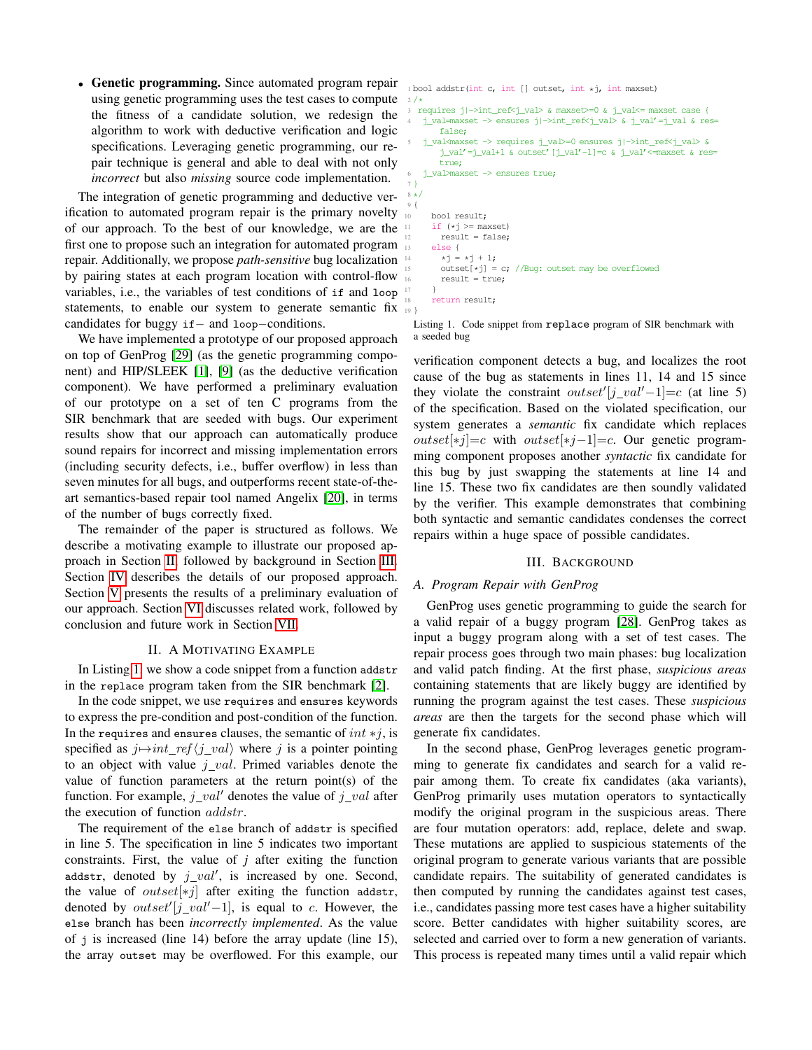- **Genetic programming.** Since automated program repair using genetic programming uses the test cases to compute the fitness of a candidate solution, we redesign the algorithm to work with deductive verification and logic specifications. Leveraging genetic programming, our repair technique is general and able to deal with not only *incorrect* but also *missing* source code implementation.

The integration of genetic programming and deductive verification to automated program repair is the primary novelty of our approach. To the best of our knowledge, we are the first one to propose such an integration for automated program repair. Additionally, we propose *path-sensitive* bug localization by pairing states at each program location with control-flow variables, i.e., the variables of test conditions of `if` and `loop` statements, to enable our system to generate semantic fix candidates for buggy `if`− and `loop`−conditions.

We have implemented a prototype of our proposed approach on top of GenProg [29] (as the genetic programming component) and HIP/SLEEK [1], [9] (as the deductive verification component). We have performed a preliminary evaluation of our prototype on a set of ten C programs from the SIR benchmark that are seeded with bugs. Our experiment results show that our approach can automatically produce sound repairs for incorrect and missing implementation errors (including security defects, i.e., buffer overflow) in less than seven minutes for all bugs, and outperforms recent state-of-the-art semantics-based repair tool named Angelix [20], in terms of the number of bugs correctly fixed.

The remainder of the paper is structured as follows. We describe a motivating example to illustrate our proposed approach in Section II, followed by background in Section III. Section IV describes the details of our proposed approach. Section V presents the results of a preliminary evaluation of our approach. Section VI discusses related work, followed by conclusion and future work in Section VII.

## II. A Motivating Example

In Listing 1, we show a code snippet from a function `addstr` in the `replace` program taken from the SIR benchmark [2].

In the code snippet, we use `requires` and `ensures` keywords to express the pre-condition and post-condition of the function. In the `requires` and `ensures` clauses, the semantic of $int *j$, is specified as $j {\mapsto} int\_ref\langle j\_val\rangle$ where $j$ is a pointer pointing to an object with value $j\_val$. Primed variables denote the value of function parameters at the return point(s) of the function. For example, $j\_val'$ denotes the value of $j\_val$ after the execution of function $addstr$.

The requirement of the `else` branch of `addstr` is specified in line 5. The specification in line 5 indicates two important constraints. First, the value of $j$ after exiting the function `addstr`, denoted by $j\_val'$, is increased by one. Second, the value of $outset[*j]$ after exiting the function `addstr`, denoted by $outset'[j\_val'{-}1]$, is equal to $c$. However, the `else` branch has been *incorrectly implemented*. As the value of `j` is increased (line 14) before the array update (line 15), the array `outset` may be overflowed. For this example, our verification component detects a bug, and localizes the root cause of the bug as statements in lines 11, 14 and 15 since they violate the constraint $outset'[j\_val'{-}1]{=}c$ (at line 5) of the specification. Based on the violated specification, our system generates a *semantic* fix candidate which replaces $outset[*j]{=}c$ with $outset[*j{-}1]{=}c$. Our genetic programming component proposes another *syntactic* fix candidate for this bug by just swapping the statements at line 14 and line 15. These two fix candidates are then soundly validated by the verifier. This example demonstrates that combining both syntactic and semantic candidates condenses the correct repairs within a huge space of possible candidates.

```
1  bool addstr(int c, int [] outset, int *j, int maxset)
2  /*
3   requires j|->int_ref<j_val> & maxset>=0 & j_val<= maxset case {
4    j_val=maxset -> ensures j|->int_ref<j_val> & j_val'=j_val & res=
        false;
5    j_val<maxset -> requires j_val>=0 ensures j|->int_ref<j_val> &
        j_val'=j_val+1 & outset'[j_val'-1]=c & j_val'<=maxset & res=
        true;
6    j_val>maxset -> ensures true;
7  }
8  */
9  {
10    bool result;
11    if (*j >= maxset)
12      result = false;
13    else {
14      *j = *j + 1;
15      outset[*j] = c; //Bug: outset may be overflowed
16      result = true;
17    }
18    return result;
19 }
```

Listing 1. Code snippet from `replace` program of SIR benchmark with a seeded bug

## III. Background

### A. Program Repair with GenProg

GenProg uses genetic programming to guide the search for a valid repair of a buggy program [28]. GenProg takes as input a buggy program along with a set of test cases. The repair process goes through two main phases: bug localization and valid patch finding. At the first phase, *suspicious areas* containing statements that are likely buggy are identified by running the program against the test cases. These *suspicious areas* are then the targets for the second phase which will generate fix candidates.

In the second phase, GenProg leverages genetic programming to generate fix candidates and search for a valid repair among them. To create fix candidates (aka variants), GenProg primarily uses mutation operators to syntactically modify the original program in the suspicious areas. There are four mutation operators: add, replace, delete and swap. These mutations are applied to suspicious statements of the original program to generate various variants that are possible candidate repairs. The suitability of generated candidates is then computed by running the candidates against test cases, i.e., candidates passing more test cases have a higher suitability score. Better candidates with higher suitability scores, are selected and carried over to form a new generation of variants. This process is repeated many times until a valid repair which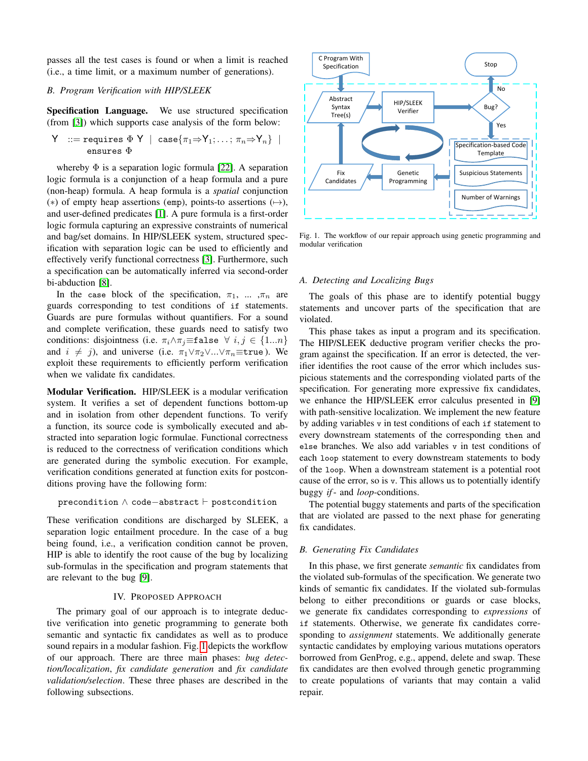passes all the test cases is found or when a limit is reached (i.e., a time limit, or a maximum number of generations).

### B. Program Verification with HIP/SLEEK

**Specification Language.** We use structured specification (from [3]) which supports case analysis of the form below:

$$\mathsf{Y} \ ::= \texttt{requires}\ \Phi\ \mathsf{Y} \ \mid\ \texttt{case}\{\pi_1 \Rightarrow \mathsf{Y}_1; \ldots; \pi_n \Rightarrow \mathsf{Y}_n\} \ \mid\ \texttt{ensures}\ \Phi$$

whereby $\Phi$ is a separation logic formula [22]. A separation logic formula is a conjunction of a heap formula and a pure (non-heap) formula. A heap formula is a *spatial* conjunction ($*$) of empty heap assertions (emp), points-to assertions ($\mapsto$), and user-defined predicates [1]. A pure formula is a first-order logic formula capturing an expressive constraints of numerical and bag/set domains. In HIP/SLEEK system, structured specification with separation logic can be used to efficiently and effectively verify functional correctness [3]. Furthermore, such a specification can be automatically inferred via second-order bi-abduction [8].

In the case block of the specification, $\pi_1$, ... ,$\pi_n$ are guards corresponding to test conditions of if statements. Guards are pure formulas without quantifiers. For a sound and complete verification, these guards need to satisfy two conditions: disjointness (i.e. $\pi_i \wedge \pi_j \equiv \texttt{false}\ \ \forall\ i,j \in \{1...n\}$ and $i \neq j$), and universe (i.e. $\pi_1 \vee \pi_2 \vee ... \vee \pi_n \equiv \texttt{true}$). We exploit these requirements to efficiently perform verification when we validate fix candidates.

**Modular Verification.** HIP/SLEEK is a modular verification system. It verifies a set of dependent functions bottom-up and in isolation from other dependent functions. To verify a function, its source code is symbolically executed and abstracted into separation logic formulae. Functional correctness is reduced to the correctness of verification conditions which are generated during the symbolic execution. For example, verification conditions generated at function exits for postconditions proving have the following form:

$$\texttt{precondition} \wedge \texttt{code-abstract} \vdash \texttt{postcondition}$$

These verification conditions are discharged by SLEEK, a separation logic entailment procedure. In the case of a bug being found, i.e., a verification condition cannot be proven, HIP is able to identify the root cause of the bug by localizing sub-formulas in the specification and program statements that are relevant to the bug [9].

## IV. Proposed Approach

The primary goal of our approach is to integrate deductive verification into genetic programming to generate both semantic and syntactic fix candidates as well as to produce sound repairs in a modular fashion. Fig. 1 depicts the workflow of our approach. There are three main phases: *bug detection/localization*, *fix candidate generation* and *fix candidate validation/selection*. These three phases are described in the following subsections.

Fig. 1. The workflow of our repair approach using genetic programming and modular verification

### A. Detecting and Localizing Bugs

The goals of this phase are to identify potential buggy statements and uncover parts of the specification that are violated.

This phase takes as input a program and its specification. The HIP/SLEEK deductive program verifier checks the program against the specification. If an error is detected, the verifier identifies the root cause of the error which includes suspicious statements and the corresponding violated parts of the specification. For generating more expressive fix candidates, we enhance the HIP/SLEEK error calculus presented in [9] with path-sensitive localization. We implement the new feature by adding variables v in test conditions of each if statement to every downstream statements of the corresponding then and else branches. We also add variables v in test conditions of each loop statement to every downstream statements to body of the loop. When a downstream statement is a potential root cause of the error, so is v. This allows us to potentially identify buggy *if*- and *loop*-conditions.

The potential buggy statements and parts of the specification that are violated are passed to the next phase for generating fix candidates.

### B. Generating Fix Candidates

In this phase, we first generate *semantic* fix candidates from the violated sub-formulas of the specification. We generate two kinds of semantic fix candidates. If the violated sub-formulas belong to either preconditions or guards or case blocks, we generate fix candidates corresponding to *expressions* of if statements. Otherwise, we generate fix candidates corresponding to *assignment* statements. We additionally generate syntactic candidates by employing various mutations operators borrowed from GenProg, e.g., append, delete and swap. These fix candidates are then evolved through genetic programming to create populations of variants that may contain a valid repair.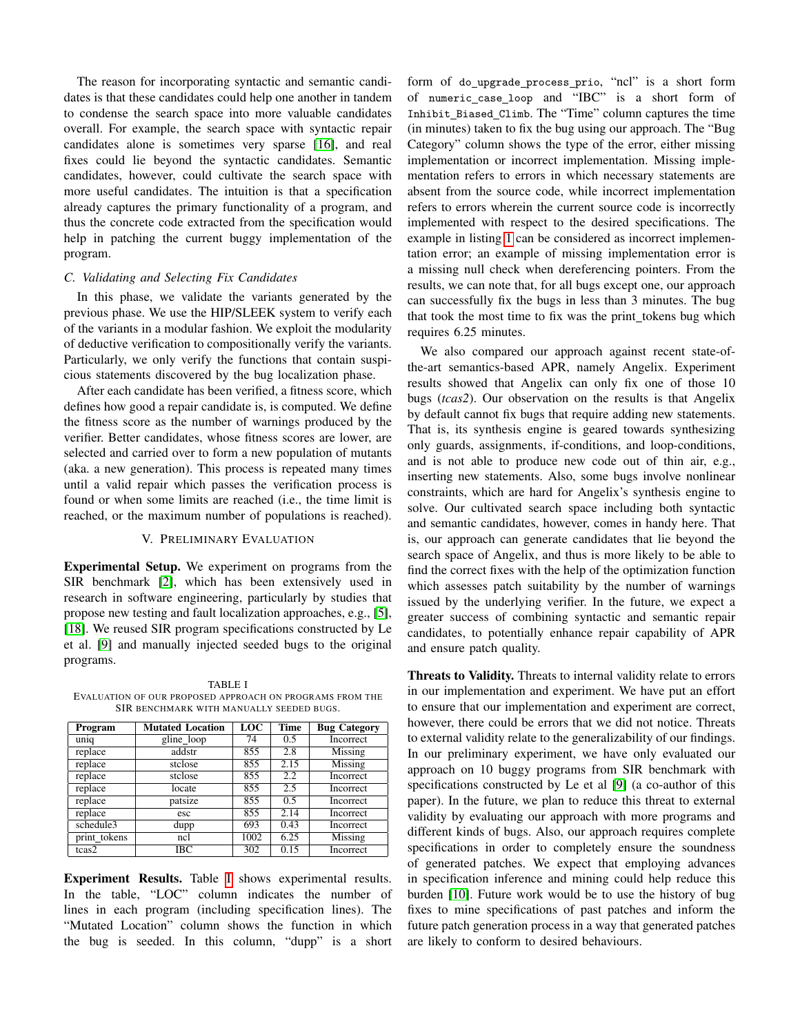The reason for incorporating syntactic and semantic candidates is that these candidates could help one another in tandem to condense the search space into more valuable candidates overall. For example, the search space with syntactic repair candidates alone is sometimes very sparse [16], and real fixes could lie beyond the syntactic candidates. Semantic candidates, however, could cultivate the search space with more useful candidates. The intuition is that a specification already captures the primary functionality of a program, and thus the concrete code extracted from the specification would help in patching the current buggy implementation of the program.

### C. Validating and Selecting Fix Candidates

In this phase, we validate the variants generated by the previous phase. We use the HIP/SLEEK system to verify each of the variants in a modular fashion. We exploit the modularity of deductive verification to compositionally verify the variants. Particularly, we only verify the functions that contain suspicious statements discovered by the bug localization phase.

After each candidate has been verified, a fitness score, which defines how good a repair candidate is, is computed. We define the fitness score as the number of warnings produced by the verifier. Better candidates, whose fitness scores are lower, are selected and carried over to form a new population of mutants (aka. a new generation). This process is repeated many times until a valid repair which passes the verification process is found or when some limits are reached (i.e., the time limit is reached, or the maximum number of populations is reached).

## V. Preliminary Evaluation

**Experimental Setup.** We experiment on programs from the SIR benchmark [2], which has been extensively used in research in software engineering, particularly by studies that propose new testing and fault localization approaches, e.g., [5], [18]. We reused SIR program specifications constructed by Le et al. [9] and manually injected seeded bugs to the original programs.

TABLE I
EVALUATION OF OUR PROPOSED APPROACH ON PROGRAMS FROM THE SIR BENCHMARK WITH MANUALLY SEEDED BUGS.

| Program | Mutated Location | LOC | Time | Bug Category |
| --- | --- | --- | --- | --- |
| uniq | gline_loop | 74 | 0.5 | Incorrect |
| replace | addstr | 855 | 2.8 | Missing |
| replace | stclose | 855 | 2.15 | Missing |
| replace | stclose | 855 | 2.2 | Incorrect |
| replace | locate | 855 | 2.5 | Incorrect |
| replace | patsize | 855 | 0.5 | Incorrect |
| replace | esc | 855 | 2.14 | Incorrect |
| schedule3 | dupp | 693 | 0.43 | Incorrect |
| print_tokens | ncl | 1002 | 6.25 | Missing |
| tcas2 | IBC | 302 | 0.15 | Incorrect |

**Experiment Results.** Table I shows experimental results. In the table, "LOC" column indicates the number of lines in each program (including specification lines). The "Mutated Location" column shows the function in which the bug is seeded. In this column, "dupp" is a short form of `do_upgrade_process_prio`, "ncl" is a short form of `numeric_case_loop` and "IBC" is a short form of `Inhibit_Biased_Climb`. The "Time" column captures the time (in minutes) taken to fix the bug using our approach. The "Bug Category" column shows the type of the error, either missing implementation or incorrect implementation. Missing implementation refers to errors in which necessary statements are absent from the source code, while incorrect implementation refers to errors wherein the current source code is incorrectly implemented with respect to the desired specifications. The example in listing 1 can be considered as incorrect implementation error; an example of missing implementation error is a missing null check when dereferencing pointers. From the results, we can note that, for all bugs except one, our approach can successfully fix the bugs in less than 3 minutes. The bug that took the most time to fix was the print_tokens bug which requires 6.25 minutes.

We also compared our approach against recent state-of-the-art semantics-based APR, namely Angelix. Experiment results showed that Angelix can only fix one of those 10 bugs (*tcas2*). Our observation on the results is that Angelix by default cannot fix bugs that require adding new statements. That is, its synthesis engine is geared towards synthesizing only guards, assignments, if-conditions, and loop-conditions, and is not able to produce new code out of thin air, e.g., inserting new statements. Also, some bugs involve nonlinear constraints, which are hard for Angelix's synthesis engine to solve. Our cultivated search space including both syntactic and semantic candidates, however, comes in handy here. That is, our approach can generate candidates that lie beyond the search space of Angelix, and thus is more likely to be able to find the correct fixes with the help of the optimization function which assesses patch suitability by the number of warnings issued by the underlying verifier. In the future, we expect a greater success of combining syntactic and semantic repair candidates, to potentially enhance repair capability of APR and ensure patch quality.

**Threats to Validity.** Threats to internal validity relate to errors in our implementation and experiment. We have put an effort to ensure that our implementation and experiment are correct, however, there could be errors that we did not notice. Threats to external validity relate to the generalizability of our findings. In our preliminary experiment, we have only evaluated our approach on 10 buggy programs from SIR benchmark with specifications constructed by Le et al [9] (a co-author of this paper). In the future, we plan to reduce this threat to external validity by evaluating our approach with more programs and different kinds of bugs. Also, our approach requires complete specifications in order to completely ensure the soundness of generated patches. We expect that employing advances in specification inference and mining could help reduce this burden [10]. Future work would be to use the history of bug fixes to mine specifications of past patches and inform the future patch generation process in a way that generated patches are likely to conform to desired behaviours.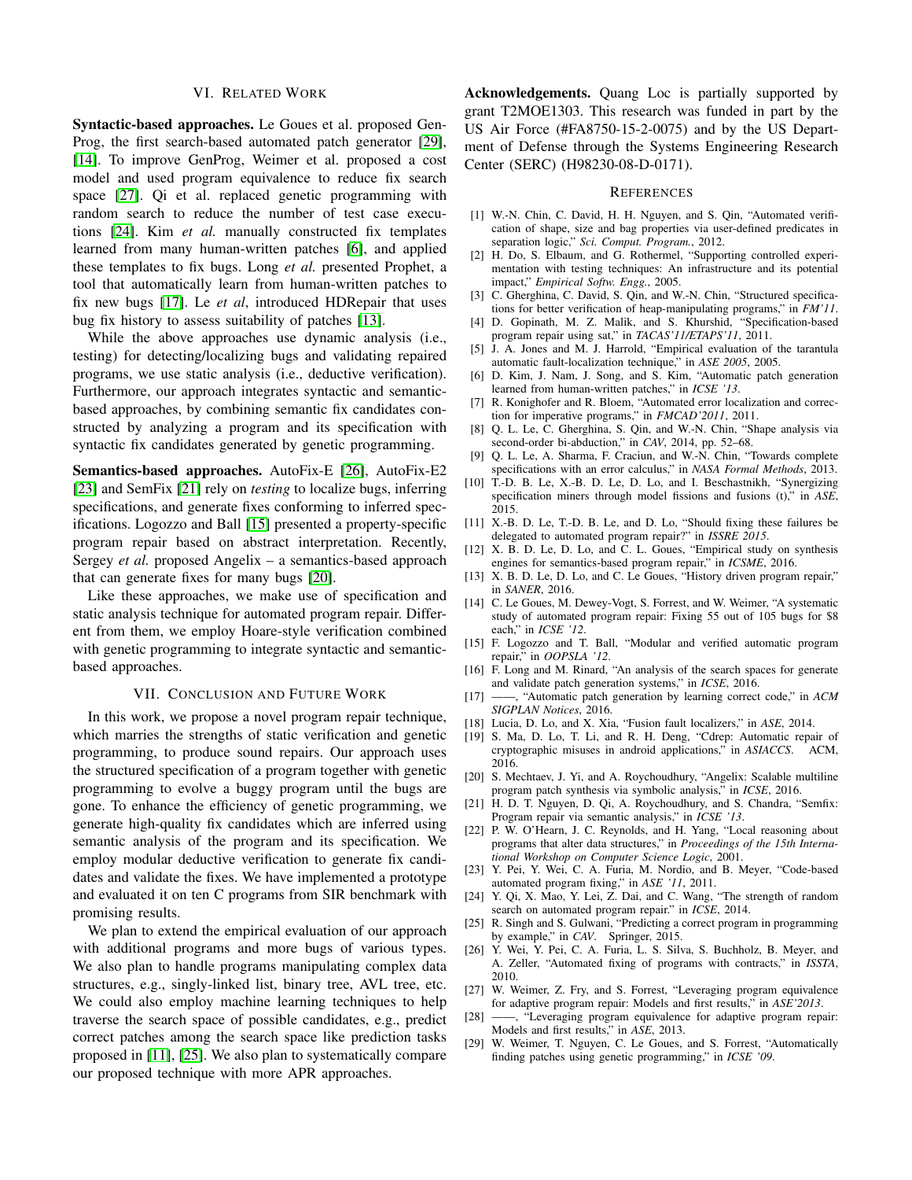## VI. Related Work

**Syntactic-based approaches.** Le Goues et al. proposed GenProg, the first search-based automated patch generator [29], [14]. To improve GenProg, Weimer et al. proposed a cost model and used program equivalence to reduce fix search space [27]. Qi et al. replaced genetic programming with random search to reduce the number of test case executions [24]. Kim *et al.* manually constructed fix templates learned from many human-written patches [6], and applied these templates to fix bugs. Long *et al.* presented Prophet, a tool that automatically learn from human-written patches to fix new bugs [17]. Le *et al*, introduced HDRepair that uses bug fix history to assess suitability of patches [13].

While the above approaches use dynamic analysis (i.e., testing) for detecting/localizing bugs and validating repaired programs, we use static analysis (i.e., deductive verification). Furthermore, our approach integrates syntactic and semantic-based approaches, by combining semantic fix candidates constructed by analyzing a program and its specification with syntactic fix candidates generated by genetic programming.

**Semantics-based approaches.** AutoFix-E [26], AutoFix-E2 [23] and SemFix [21] rely on *testing* to localize bugs, inferring specifications, and generate fixes conforming to inferred specifications. Logozzo and Ball [15] presented a property-specific program repair based on abstract interpretation. Recently, Sergey *et al.* proposed Angelix – a semantics-based approach that can generate fixes for many bugs [20].

Like these approaches, we make use of specification and static analysis technique for automated program repair. Different from them, we employ Hoare-style verification combined with genetic programming to integrate syntactic and semantic-based approaches.

## VII. Conclusion and Future Work

In this work, we propose a novel program repair technique, which marries the strengths of static verification and genetic programming, to produce sound repairs. Our approach uses the structured specification of a program together with genetic programming to evolve a buggy program until the bugs are gone. To enhance the efficiency of genetic programming, we generate high-quality fix candidates which are inferred using semantic analysis of the program and its specification. We employ modular deductive verification to generate fix candidates and validate the fixes. We have implemented a prototype and evaluated it on ten C programs from SIR benchmark with promising results.

We plan to extend the empirical evaluation of our approach with additional programs and more bugs of various types. We also plan to handle programs manipulating complex data structures, e.g., singly-linked list, binary tree, AVL tree, etc. We could also employ machine learning techniques to help traverse the search space of possible candidates, e.g., predict correct patches among the search space like prediction tasks proposed in [11], [25]. We also plan to systematically compare our proposed technique with more APR approaches.

**Acknowledgements.** Quang Loc is partially supported by grant T2MOE1303. This research was funded in part by the US Air Force (#FA8750-15-2-0075) and by the US Department of Defense through the Systems Engineering Research Center (SERC) (H98230-08-D-0171).

## References

[1] W.-N. Chin, C. David, H. H. Nguyen, and S. Qin, "Automated verification of shape, size and bag properties via user-defined predicates in separation logic," *Sci. Comput. Program.*, 2012.

[2] H. Do, S. Elbaum, and G. Rothermel, "Supporting controlled experimentation with testing techniques: An infrastructure and its potential impact," *Empirical Softw. Engg.*, 2005.

[3] C. Gherghina, C. David, S. Qin, and W.-N. Chin, "Structured specifications for better verification of heap-manipulating programs," in *FM'11*.

[4] D. Gopinath, M. Z. Malik, and S. Khurshid, "Specification-based program repair using sat," in *TACAS'11/ETAPS'11*, 2011.

[5] J. A. Jones and M. J. Harrold, "Empirical evaluation of the tarantula automatic fault-localization technique," in *ASE 2005*, 2005.

[6] D. Kim, J. Nam, J. Song, and S. Kim, "Automatic patch generation learned from human-written patches," in *ICSE '13*.

[7] R. Konighofer and R. Bloem, "Automated error localization and correction for imperative programs," in *FMCAD'2011*, 2011.

[8] Q. L. Le, C. Gherghina, S. Qin, and W.-N. Chin, "Shape analysis via second-order bi-abduction," in *CAV*, 2014, pp. 52–68.

[9] Q. L. Le, A. Sharma, F. Craciun, and W.-N. Chin, "Towards complete specifications with an error calculus," in *NASA Formal Methods*, 2013.

[10] T.-D. B. Le, X.-B. D. Le, D. Lo, and I. Beschastnikh, "Synergizing specification miners through model fissions and fusions (t)," in *ASE*, 2015.

[11] X.-B. D. Le, T.-D. B. Le, and D. Lo, "Should fixing these failures be delegated to automated program repair?" in *ISSRE 2015*.

[12] X. B. D. Le, D. Lo, and C. L. Goues, "Empirical study on synthesis engines for semantics-based program repair," in *ICSME*, 2016.

[13] X. B. D. Le, D. Lo, and C. Le Goues, "History driven program repair," in *SANER*, 2016.

[14] C. Le Goues, M. Dewey-Vogt, S. Forrest, and W. Weimer, "A systematic study of automated program repair: Fixing 55 out of 105 bugs for $8 each," in *ICSE '12*.

[15] F. Logozzo and T. Ball, "Modular and verified automatic program repair," in *OOPSLA '12*.

[16] F. Long and M. Rinard, "An analysis of the search spaces for generate and validate patch generation systems," in *ICSE*, 2016.

[17] ——, "Automatic patch generation by learning correct code," in *ACM SIGPLAN Notices*, 2016.

[18] Lucia, D. Lo, and X. Xia, "Fusion fault localizers," in *ASE*, 2014.

[19] S. Ma, D. Lo, T. Li, and R. H. Deng, "Cdrep: Automatic repair of cryptographic misuses in android applications," in *ASIACCS*. ACM, 2016.

[20] S. Mechtaev, J. Yi, and A. Roychoudhury, "Angelix: Scalable multiline program patch synthesis via symbolic analysis," in *ICSE*, 2016.

[21] H. D. T. Nguyen, D. Qi, A. Roychoudhury, and S. Chandra, "Semfix: Program repair via semantic analysis," in *ICSE '13*.

[22] P. W. O'Hearn, J. C. Reynolds, and H. Yang, "Local reasoning about programs that alter data structures," in *Proceedings of the 15th International Workshop on Computer Science Logic*, 2001.

[23] Y. Pei, Y. Wei, C. A. Furia, M. Nordio, and B. Meyer, "Code-based automated program fixing," in *ASE '11*, 2011.

[24] Y. Qi, X. Mao, Y. Lei, Z. Dai, and C. Wang, "The strength of random search on automated program repair." in *ICSE*, 2014.

[25] R. Singh and S. Gulwani, "Predicting a correct program in programming by example," in *CAV*. Springer, 2015.

[26] Y. Wei, Y. Pei, C. A. Furia, L. S. Silva, S. Buchholz, B. Meyer, and A. Zeller, "Automated fixing of programs with contracts," in *ISSTA*, 2010.

[27] W. Weimer, Z. Fry, and S. Forrest, "Leveraging program equivalence for adaptive program repair: Models and first results," in *ASE'2013*.

[28] ——, "Leveraging program equivalence for adaptive program repair: Models and first results," in *ASE*, 2013.

[29] W. Weimer, T. Nguyen, C. Le Goues, and S. Forrest, "Automatically finding patches using genetic programming," in *ICSE '09*.